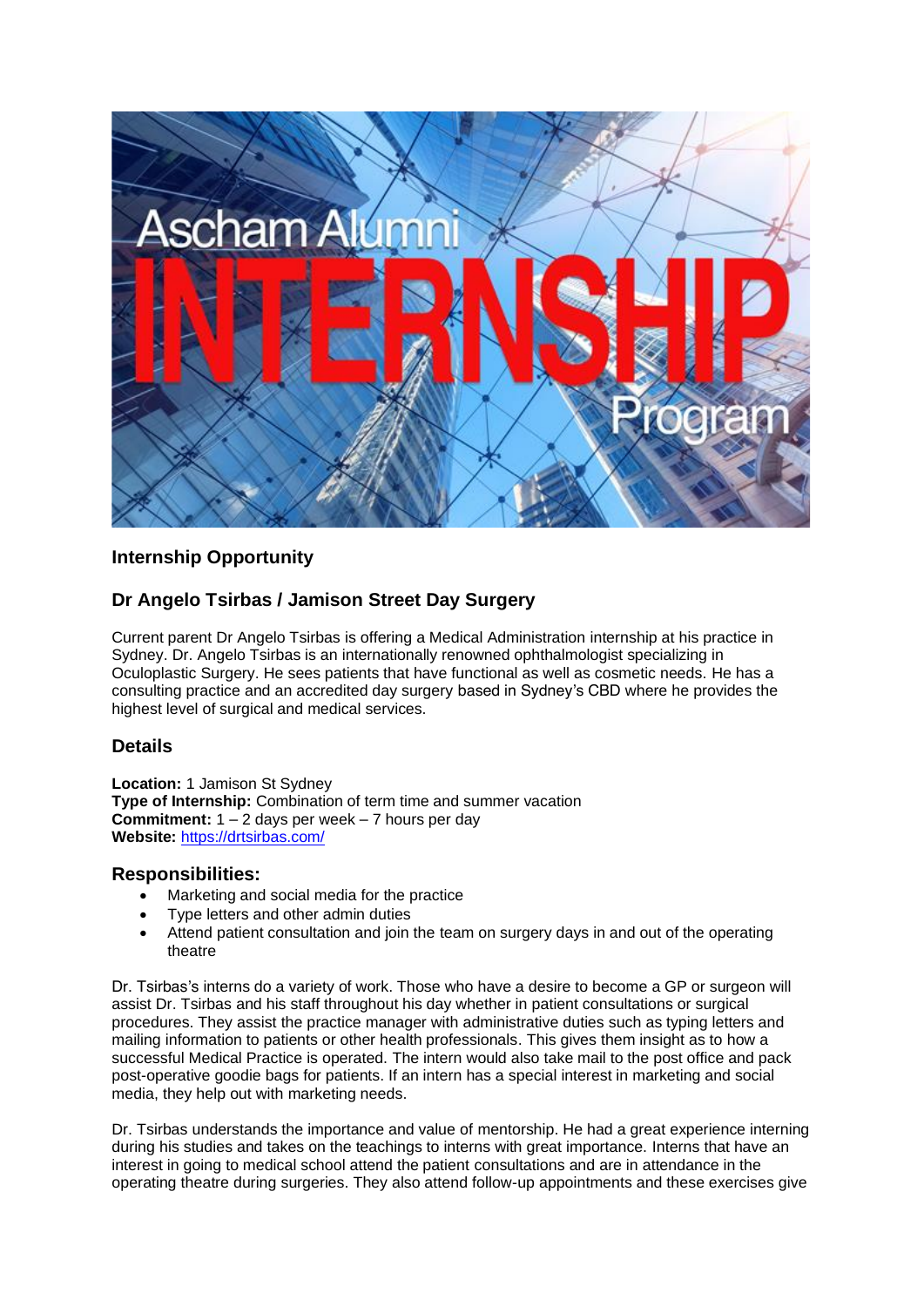## Internship Opportunity

## Dr Angelo Tsirbas / Jamison Street Day Surgery

Current parent Dr Angelo Tsirbas is offering a Medical Administration internship at his practice in Sydney. Dr. Angelo Tsirbas is an internationally renowned ophthalmologist specializing in Oculoplastic Surgery. He sees patients that have functional as well as cosmetic needs. He has a consulting practice and an accredited day surgery based in Sydney's CBD where he provides the highest level of surgical and medical services.

## Details

**Location:** 1 Jamison St Sydney
**Type of Internship:** Combination of term time and summer vacation
**Commitment:** 1 – 2 days per week – 7 hours per day
**Website:** [https://drtsirbas.com/](https://drtsirbas.com/)

## Responsibilities:

- Marketing and social media for the practice
- Type letters and other admin duties
- Attend patient consultation and join the team on surgery days in and out of the operating theatre

Dr. Tsirbas's interns do a variety of work. Those who have a desire to become a GP or surgeon will assist Dr. Tsirbas and his staff throughout his day whether in patient consultations or surgical procedures. They assist the practice manager with administrative duties such as typing letters and mailing information to patients or other health professionals. This gives them insight as to how a successful Medical Practice is operated. The intern would also take mail to the post office and pack post-operative goodie bags for patients. If an intern has a special interest in marketing and social media, they help out with marketing needs.

Dr. Tsirbas understands the importance and value of mentorship. He had a great experience interning during his studies and takes on the teachings to interns with great importance. Interns that have an interest in going to medical school attend the patient consultations and are in attendance in the operating theatre during surgeries. They also attend follow-up appointments and these exercises give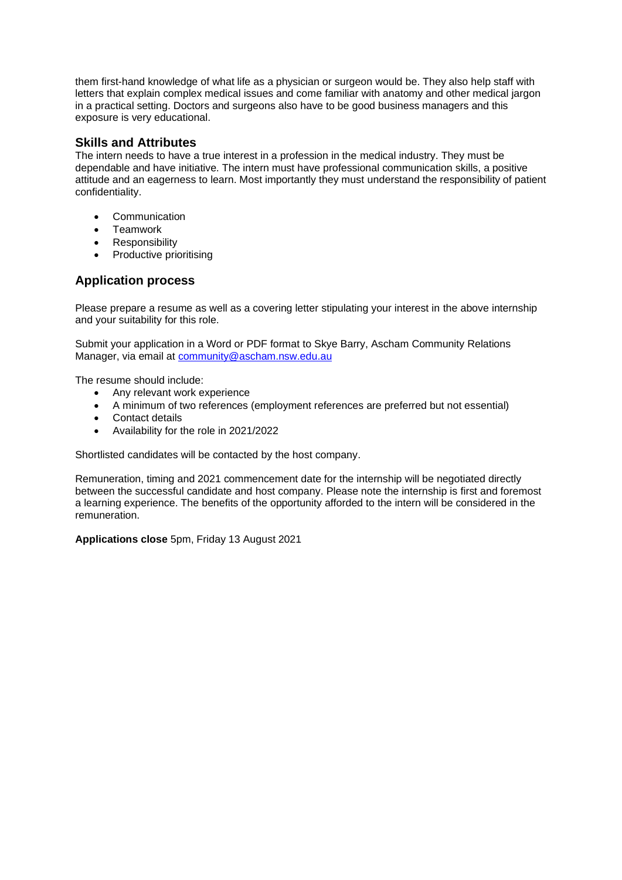them first-hand knowledge of what life as a physician or surgeon would be. They also help staff with letters that explain complex medical issues and come familiar with anatomy and other medical jargon in a practical setting. Doctors and surgeons also have to be good business managers and this exposure is very educational.

## Skills and Attributes

The intern needs to have a true interest in a profession in the medical industry. They must be dependable and have initiative. The intern must have professional communication skills, a positive attitude and an eagerness to learn. Most importantly they must understand the responsibility of patient confidentiality.

- Communication
- Teamwork
- Responsibility
- Productive prioritising

## Application process

Please prepare a resume as well as a covering letter stipulating your interest in the above internship and your suitability for this role.

Submit your application in a Word or PDF format to Skye Barry, Ascham Community Relations Manager, via email at [community@ascham.nsw.edu.au](mailto:community@ascham.nsw.edu.au)

The resume should include:

- Any relevant work experience
- A minimum of two references (employment references are preferred but not essential)
- Contact details
- Availability for the role in 2021/2022

Shortlisted candidates will be contacted by the host company.

Remuneration, timing and 2021 commencement date for the internship will be negotiated directly between the successful candidate and host company. Please note the internship is first and foremost a learning experience. The benefits of the opportunity afforded to the intern will be considered in the remuneration.

**Applications close** 5pm, Friday 13 August 2021